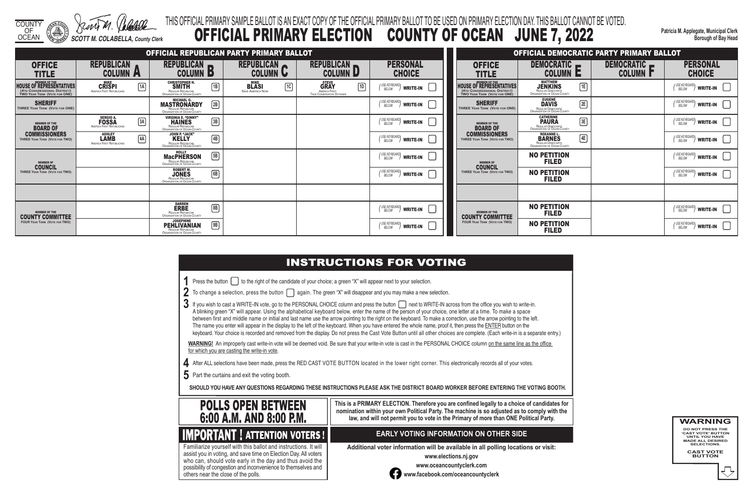COUNTY OF OCEAN

SCOTT M. COLABELLA, County Clerk

THIS OFFICIAL PRIMARY SAMPLE BALLOT IS AN EXACT COPY OF THE OFFICIAL PRIMARY BALLOT TO BE USED ON PRIMARY ELECTION DAY. THIS BALLOT CANNOT BE VOTED.

# OFFICIAL PRIMARY ELECTION COUNTY OF OCEAN JUNE 7, 2022

Patricia M. Applegate, Municipal Clerk
Borough of Bay Head

## OFFICIAL REPUBLICAN PARTY PRIMARY BALLOT

| OFFICE TITLE | REPUBLICAN COLUMN A | REPUBLICAN COLUMN B | REPUBLICAN COLUMN C | REPUBLICAN COLUMN D | PERSONAL CHOICE |
|---|---|---|---|---|---|
| MEMBER OF THE HOUSE OF REPRESENTATIVES (4TH CONGRESSIONAL DISTRICT) TWO YEAR TERM (VOTE FOR ONE) | 1A MIKE CRISPI America First Republicans | 1B CHRISTOPHER H. SMITH Regular Republican Organization of Ocean County | 1C MIKE BLASI Save America Now | 1D STEVE GRAY America First, True Conservative Outsider | (USE KEYBOARD BELOW) WRITE-IN |
| SHERIFF THREE YEAR TERM (VOTE FOR ONE) | | 2B MICHAEL G. MASTRONARDY Regular Republican Organization of Ocean County | | | (USE KEYBOARD BELOW) WRITE-IN |
| MEMBER OF THE BOARD OF COMMISSIONERS THREE YEAR TERM (VOTE FOR TWO) | 3A SERGIO A. FOSSA America First Republicans | 3B VIRGINIA E. "GINNY" HAINES Regular Republican Organization of Ocean County | | | (USE KEYBOARD BELOW) WRITE-IN |
| | 4A ASHLEY LAMB America First Republicans | 4B JOHN P. "JACK" KELLY Regular Republican Organization of Ocean County | | | (USE KEYBOARD BELOW) WRITE-IN |
| MEMBER OF COUNCIL THREE YEAR TERM (VOTE FOR TWO) | | 5B HOLLY MacPHERSON Regular Republican Organization of Ocean County | | | (USE KEYBOARD BELOW) WRITE-IN |
| | | 6B ROBERT M. JONES Regular Republican Organization of Ocean County | | | (USE KEYBOARD BELOW) WRITE-IN |
| | | | | | |
| MEMBER OF THE COUNTY COMMITTEE FOUR YEAR TERM (VOTE FOR TWO) | | 8B DARREN ERBE Regular Republican Organization of Ocean County | | | (USE KEYBOARD BELOW) WRITE-IN |
| | | 9B JOSEPHINE PEHLIVANIAN Regular Republican Organization of Ocean County | | | (USE KEYBOARD BELOW) WRITE-IN |

## OFFICIAL DEMOCRATIC PARTY PRIMARY BALLOT

| OFFICE TITLE | DEMOCRATIC COLUMN E | DEMOCRATIC COLUMN F | PERSONAL CHOICE |
|---|---|---|---|
| MEMBER OF THE HOUSE OF REPRESENTATIVES (4TH CONGRESSIONAL DISTRICT) TWO YEAR TERM (VOTE FOR ONE) | 1E MATTHEW JENKINS Organization of Ocean County | | (USE KEYBOARD BELOW) WRITE-IN |
| SHERIFF THREE YEAR TERM (VOTE FOR ONE) | 2E EUGENE DAVIS Regular Democratic Organization of Ocean County | | (USE KEYBOARD BELOW) WRITE-IN |
| MEMBER OF THE BOARD OF COMMISSIONERS THREE YEAR TERM (VOTE FOR TWO) | 3E CATHERINE PAURA Regular Democratic Organization of Ocean County | | (USE KEYBOARD BELOW) WRITE-IN |
| | 4E ROXANNE L. BARNES Regular Democratic Organization of Ocean County | | (USE KEYBOARD BELOW) WRITE-IN |
| MEMBER OF COUNCIL THREE YEAR TERM (VOTE FOR TWO) | NO PETITION FILED | | (USE KEYBOARD BELOW) WRITE-IN |
| | NO PETITION FILED | | (USE KEYBOARD BELOW) WRITE-IN |
| | | | |
| MEMBER OF THE COUNTY COMMITTEE FOUR YEAR TERM (VOTE FOR TWO) | NO PETITION FILED | | (USE KEYBOARD BELOW) WRITE-IN |
| | NO PETITION FILED | | (USE KEYBOARD BELOW) WRITE-IN |

## INSTRUCTIONS FOR VOTING

1. Press the button ▢ to the right of the candidate of your choice; a green "X" will appear next to your selection.
2. To change a selection, press the button ▢ again. The green "X" will disappear and you may make a new selection.
3. If you wish to cast a WRITE-IN vote, go to the PERSONAL CHOICE column and press the button ▢ next to WRITE-IN across from the office you wish to write-in. A blinking green "X" will appear. Using the alphabetical keyboard below, enter the name of the person of your choice, one letter at a time. To make a space between first and middle name or initial and last name use the arrow pointing to the right on the keyboard. To make a correction, use the arrow pointing to the left. The name you enter will appear in the display to the left of the keyboard. When you have entered the whole name, proof it, then press the ENTER button on the keyboard. Your choice is recorded and removed from the display. Do not press the Cast Vote Button until all other choices are complete. (Each write-in is a separate entry.)

**WARNING!** An improperly cast write-in vote will be deemed void. Be sure that your write-in vote is cast in the PERSONAL CHOICE column on the same line as the office for which you are casting the write-in vote.

4. After ALL selections have been made, press the RED CAST VOTE BUTTON located in the lower right corner. This electronically records all of your votes.
5. Part the curtains and exit the voting booth.

**SHOULD YOU HAVE ANY QUESTIONS REGARDING THESE INSTRUCTIONS PLEASE ASK THE DISTRICT BOARD WORKER BEFORE ENTERING THE VOTING BOOTH.**

## POLLS OPEN BETWEEN 6:00 A.M. AND 8:00 P.M.

**This is a PRIMARY ELECTION. Therefore you are confined legally to a choice of candidates for nomination within your own Political Party. The machine is so adjusted as to comply with the law, and will not permit you to vote in the Primary of more than ONE Political Party.**

## IMPORTANT ! ATTENTION VOTERS !

Familiarize yourself with this ballot and instructions. It will assist you in voting, and save time on Election Day. All voters who can, should vote early in the day and thus avoid the possibility of congestion and inconvenience to themselves and others near the close of the polls.

## EARLY VOTING INFORMATION ON OTHER SIDE

**Additional voter information will be available in all polling locations or visit:**

www.elections.nj.gov

www.oceancountyclerk.com

www.facebook.com/oceancountyclerk

**WARNING**

DO NOT PRESS THE 'CAST VOTE' BUTTON UNTIL YOU HAVE MADE ALL DESIRED SELECTIONS.

CAST VOTE BUTTON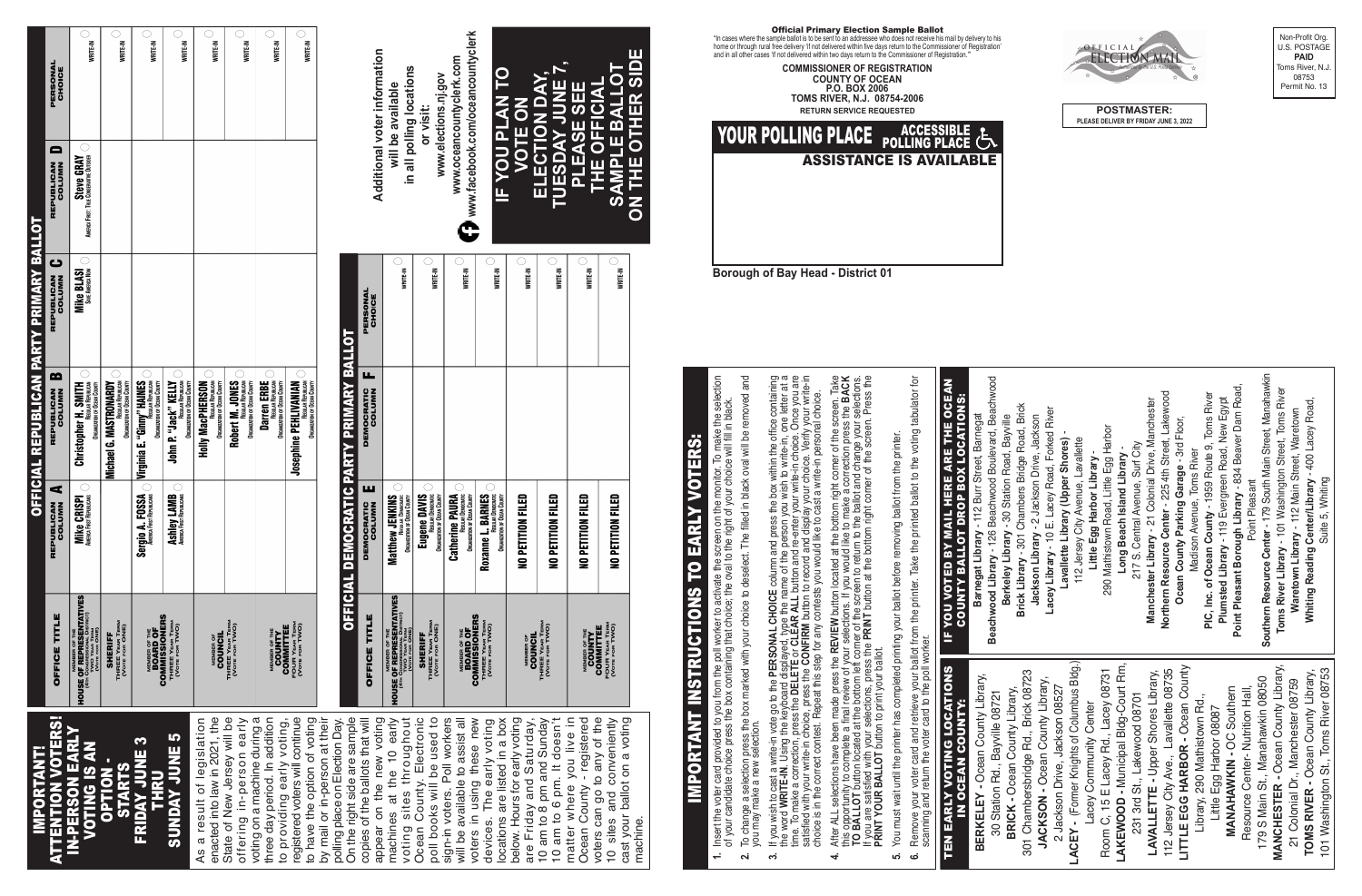# IMPORTANT! ATTENTION VOTERS! IN-PERSON EARLY VOTING IS AN OPTION - STARTS FRIDAY JUNE 3 THRU SUNDAY JUNE 5

As a result of legislation enacted into law in 2021, the State of New Jersey will be offering in-person early voting on a machine during a three day period. In addition to providing early voting, registered voters will continue to have the option of voting by mail or in-person at their polling place on Election Day. On the right side are sample copies of the ballots that will appear on the new voting machines at the 10 early voting sites throughout Ocean County. Electronic poll books will be used to sign-in voters. Poll workers will be available to assist all voters in using these new devices. The early voting locations are listed in a box below. Hours for early voting are Friday and Saturday, 10 am to 8 pm and Sunday 10 am to 6 pm. It doesn't matter where you live in Ocean County - registered voters can go to any of the 10 sites and conveniently cast your ballot on a voting machine.

## OFFICIAL REPUBLICAN PARTY PRIMARY BALLOT

| OFFICE TITLE | REPUBLICAN COLUMN A | REPUBLICAN COLUMN B | REPUBLICAN COLUMN C | REPUBLICAN COLUMN D | PERSONAL CHOICE |
|---|---|---|---|---|---|
| MEMBER OF THE HOUSE OF REPRESENTATIVES (4th Congressional District) TWO Year Term (Vote for ONE) | Mike CRISPI America First Republicans | Christopher H. SMITH Regular Republican Organization of Ocean County | Mike BLASI Save America Now | Steve GRAY America First: True Conservative Reform | WRITE-IN |
| SHERIFF THREE Year Term (Vote for ONE) | | Michael G. MASTRONARDY Regular Republican Organization of Ocean County | | | WRITE-IN |
| MEMBER OF THE BOARD OF COMMISSIONERS THREE Year Term (Vote for TWO) | Sergio A. FOSSA America First Republicans | Virginia E. "Ginny" HAINES Regular Republican Organization of Ocean County | | | WRITE-IN |
| | Ashley LAMB America First Republicans | John P. "Jack" KELLY Regular Republican Organization of Ocean County | | | WRITE-IN |
| MEMBER OF COUNCIL THREE Year Term (Vote for TWO) | | Holly MacPHERSON Regular Republican Organization of Ocean County | | | WRITE-IN |
| | | Robert M. JONES Regular Republican Organization of Ocean County | | | WRITE-IN |
| MEMBER OF THE COUNTY COMMITTEE FOUR Year Term (Vote for TWO) | | Darren ERBE Regular Republican Organization of Ocean County | | | WRITE-IN |
| | | Josephine PERLIAVANIAN Regular Republican Organization of Ocean County | | | WRITE-IN |

## OFFICIAL DEMOCRATIC PARTY PRIMARY BALLOT

| OFFICE TITLE | DEMOCRATIC COLUMN E | DEMOCRATIC COLUMN F | PERSONAL CHOICE |
|---|---|---|---|
| MEMBER OF THE HOUSE OF REPRESENTATIVES (4th Congressional District) TWO Year Term (Vote for ONE) | Matthew JENKINS Regular Democratic Organization of Ocean County | | WRITE-IN |
| SHERIFF THREE Year Term (Vote for ONE) | Eugene DAVIS Regular Democratic Organization of Ocean County | | WRITE-IN |
| MEMBER OF THE BOARD OF COMMISSIONERS THREE Year Term (Vote for TWO) | Catherine PAURA Regular Democratic Organization of Ocean County | | WRITE-IN |
| | Roxanne L. BARNES Regular Democratic Organization of Ocean County | | WRITE-IN |
| MEMBER OF COUNCIL THREE Year Term (Vote for TWO) | NO PETITION FILED | | WRITE-IN |
| | NO PETITION FILED | | WRITE-IN |
| MEMBER OF THE COUNTY COMMITTEE FOUR Year Term (Vote for TWO) | NO PETITION FILED | | WRITE-IN |
| | NO PETITION FILED | | WRITE-IN |

Additional voter information will be available in all polling locations or visit:
www.elections.nj.gov
www.oceancountyclerk.com
www.facebook.com/oceancountyclerk

**IF YOU PLAN TO VOTE ON ELECTION DAY, TUESDAY JUNE 7, PLEASE SEE THE OFFICIAL SAMPLE BALLOT ON THE OTHER SIDE**

## IMPORTANT INSTRUCTIONS TO EARLY VOTERS:

1. Insert the voter card provided to you from the poll worker to activate the screen on the monitor. To make the selection of your candidate choice press the box containing that choice; the oval to the right of your choice will fill in black.
2. To change a selection press the box marked with your choice to deselect. The filled in black oval will be removed and you may make a new selection.
3. If you wish to cast a write-in vote go to the **PERSONAL CHOICE** column and press the box within the office containing the word **WRITE-IN**. Using the keyboard displayed, type the name of the person you wish to write-in, one letter at a time. To make a correction, press the **DELETE** or **CLEAR ALL** button and re-enter your write-in choice. Once you are satisfied with your write-in choice, press the **CONFIRM** button to record and display your choice. Verify your write-in choice is in the correct contest. Repeat this step for any contests you would like to cast a write-in personal choice.
4. After ALL selections have been made press the **REVIEW** button located at the bottom right corner of the screen. Take this opportunity to complete a final review of your selections. If you would like to make a correction press the **BACK TO BALLOT** button located at the bottom left corner of the screen to return to the ballot and change your selections. If you are satisfied with your selections, press the **PRINT** button at the bottom right corner of the screen. Press the **PRINT YOUR BALLOT** button to print your ballot.
5. You must wait until the printer has completed printing your ballot before removing ballot from the printer.
6. Remove your voter card and retrieve your ballot from the printer. Take the printed ballot to the voting tabulator for scanning and return the voter card to the poll worker.

## TEN EARLY VOTING LOCATIONS IN OCEAN COUNTY:

**BERKELEY** - Ocean County Library, 30 Station Rd., Bayville 08721
**BRICK** - Ocean County Library, 301 Chambersbridge Rd., Brick 08723
**JACKSON** - Ocean County Library, 2 Jackson Drive, Jackson 08527
**LACEY** - (Former Knights of Columbus Bldg.) Lacey Community Center Room C, 15 E Lacey Rd., Lacey 08731
**LAKEWOOD** - Municipal Bldg-Court Rm, 231 3rd St., Lakewood 08701
**LAVALLETTE** - Upper Shores Library, 112 Jersey City Ave., Lavallette 08735
**LITTLE EGG HARBOR** - Ocean County Library, 290 Mathistown Rd., Little Egg Harbor 08087
**MANAHAWKIN** - OC Southern Resource Center- Nutrition Hall, 179 S Main St., Manahawkin 08050
**MANCHESTER** - Ocean County Library, 21 Colonial Dr., Manchester 08759
**TOMS RIVER** - Ocean County Library, 101 Washington St., Toms River 08753

## IF YOU VOTED BY MAIL HERE ARE THE OCEAN COUNTY BALLOT DROP BOX LOCATIONS:

**Barnegat Library** - 112 Burr Street, Barnegat
**Beachwood Library** - 126 Beachwood Boulevard, Beachwood
**Berkeley Library** - 30 Station Road, Bayville
**Brick Library** - 301 Chambers Bridge Road, Brick
**Jackson Library** - 2 Jackson Drive, Jackson
**Lacey Library** - 10 E. Lacey Road, Forked River
**Lavallette Library (Upper Shores)** - 112 Jersey City Avenue, Lavallette
**Little Egg Harbor Library** - 290 Mathistown Road, Little Egg Harbor
**Long Beach Island Library** - 217 S. Central Avenue, Surf City
**Manchester Library** - 21 Colonial Drive, Manchester
**Northern Resource Center** - 225 4th Street, Lakewood
**Ocean County Parking Garage** - 3rd Floor, Madison Avenue, Toms River
**PIC, Inc. of Ocean County** - 1959 Route 9, Toms River
**Plumsted Library** - 119 Evergreen Road, New Egypt
**Point Pleasant Borough Library** - 834 Beaver Dam Road, Point Pleasant
**Southern Resource Center** - 179 South Main Street, Manahawkin
**Toms River Library** - 101 Washington Street, Toms River
**Waretown Library** - 112 Main Street, Waretown
**Whiting Reading Center/Library** - 400 Lacey Road, Suite 5, Whiting

**Official Primary Election Sample Ballot**

"In cases where the sample ballot is to be sent to an addressee who does not receive his mail by delivery to his home or through rural free delivery 'if not delivered within five days return to the Commissioner of Registration' and in all other cases 'if not delivered within two days return to the Commissioner of Registration.'"

**COMMISSIONER OF REGISTRATION**
**COUNTY OF OCEAN**
**P.O. BOX 2006**
**TOMS RIVER, N.J. 08754-2006**
**RETURN SERVICE REQUESTED**

OFFICIAL ELECTION MAIL

Non-Profit Org.
U.S. POSTAGE
**PAID**
Toms River, N.J.
08753
Permit No. 13

**POSTMASTER:**
**PLEASE DELIVER BY FRIDAY JUNE 3, 2022**

**YOUR POLLING PLACE** ACCESSIBLE POLLING PLACE
**ASSISTANCE IS AVAILABLE**

**Borough of Bay Head - District 01**